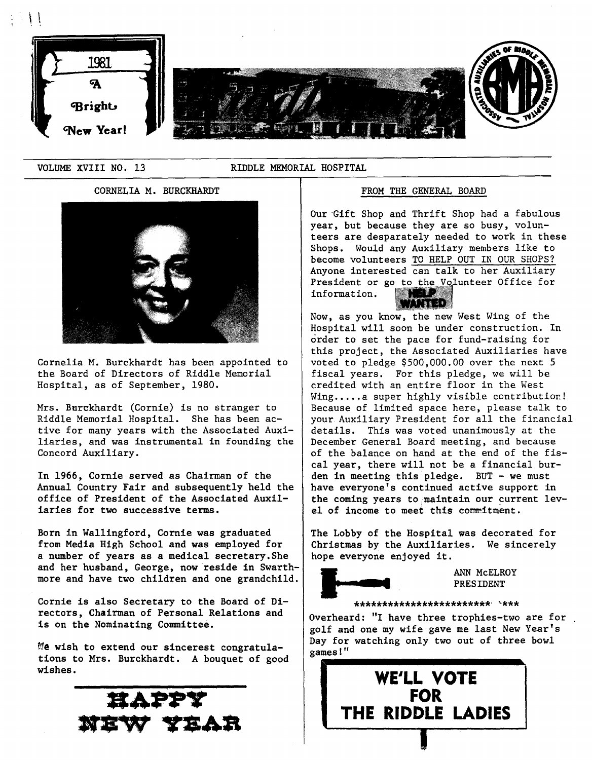1981

A Bright New Year!

VOLUME XVIII NO. 13 RIDDLE MEMORIAL HOSPITAL

## CORNELIA M. BURCKHARDT

Cornelia M. Burckhardt has been appointed to the Board of Directors of Riddle Memorial Hospital, as of September, 1980.

Mrs. Burckhardt (Cornie) is no stranger to Riddle Memorial Hospital. She has been active for many years with the Associated Auxiliaries, and was instrumental in founding the Concord Auxiliary.

In 1966, Cornie served as Chairman of the Annual Country Fair and subsequently held the office of President of the Associated Auxiliaries for two successive terms.

Born in Wallingford, Cornie was graduated from Media High School and was employed for a number of years as a medical secretary. She and her husband, George, now reside in Swarthmore and have two children and one grandchild.

Cornie is also Secretary to the Board of Directors, Chairman of Personal Relations and is on the Nominating Committee.

We wish to extend our sincerest congratulations to Mrs. Burckhardt. A bouquet of good wishes.

**HAPPY NEW YEAR**

## FROM THE GENERAL BOARD

Our Gift Shop and Thrift Shop had a fabulous year, but because they are so busy, volunteers are desparately needed to work in these Shops. Would any Auxiliary members like to become volunteers TO HELP OUT IN OUR SHOPS? Anyone interested can talk to her Auxiliary President or go to the Volunteer Office for information.

HELP WANTED

Now, as you know, the new West Wing of the Hospital will soon be under construction. In order to set the pace for fund-raising for this project, the Associated Auxiliaries have voted to pledge $500,000.00 over the next 5 fiscal years. For this pledge, we will be credited with an entire floor in the West Wing.....a super highly visible contribution! Because of limited space here, please talk to your Auxiliary President for all the financial details. This was voted unanimously at the December General Board meeting, and because of the balance on hand at the end of the fiscal year, there will not be a financial burden in meeting this pledge. BUT - we must have everyone's continued active support in the coming years to maintain our current level of income to meet this commitment.

The Lobby of the Hospital was decorated for Christmas by the Auxiliaries. We sincerely hope everyone enjoyed it.

ANN McELROY
PRESIDENT

****************************

Overheard: "I have three trophies-two are for golf and one my wife gave me last New Year's Day for watching only two out of three bowl games!"

**WE'LL VOTE FOR THE RIDDLE LADIES**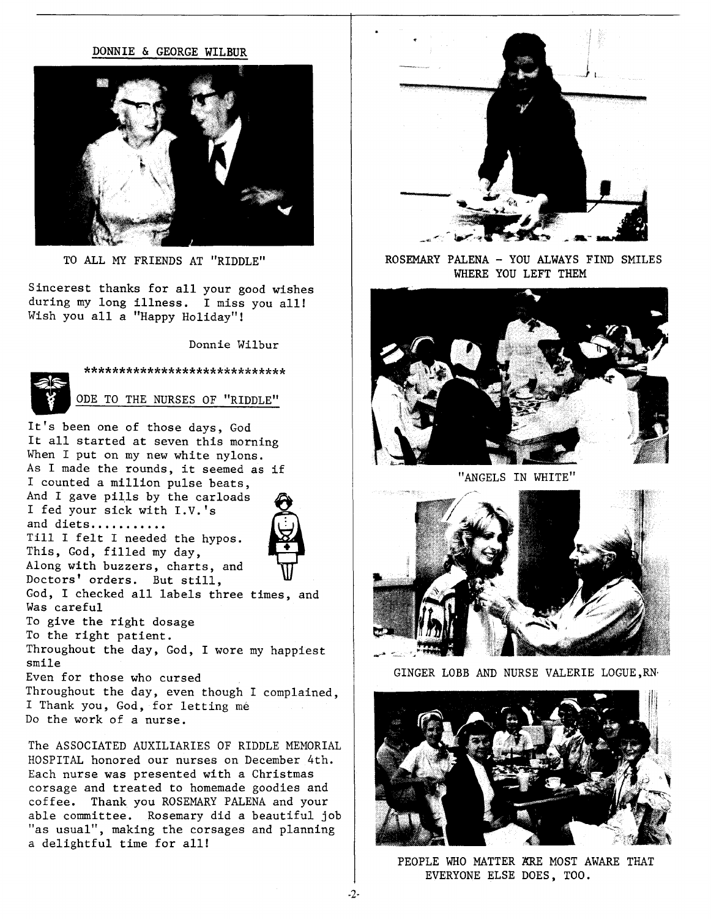## DONNIE & GEORGE WILBUR

TO ALL MY FRIENDS AT "RIDDLE"

Sincerest thanks for all your good wishes during my long illness. I miss you all! Wish you all a "Happy Holiday"!

Donnie Wilbur

*****************************

## ODE TO THE NURSES OF "RIDDLE"

It's been one of those days, God
It all started at seven this morning
When I put on my new white nylons.
As I made the rounds, it seemed as if
I counted a million pulse beats,
And I gave pills by the carloads
I fed your sick with I.V.'s
and diets..........
Till I felt I needed the hypos.
This, God, filled my day,
Along with buzzers, charts, and
Doctors' orders. But still,
God, I checked all labels three times, and
Was careful
To give the right dosage
To the right patient.
Throughout the day, God, I wore my happiest smile
Even for those who cursed
Throughout the day, even though I complained,
I Thank you, God, for letting me
Do the work of a nurse.

The ASSOCIATED AUXILIARIES OF RIDDLE MEMORIAL HOSPITAL honored our nurses on December 4th. Each nurse was presented with a Christmas corsage and treated to homemade goodies and coffee. Thank you ROSEMARY PALENA and your able committee. Rosemary did a beautiful job "as usual", making the corsages and planning a delightful time for all!

ROSEMARY PALENA - YOU ALWAYS FIND SMILES WHERE YOU LEFT THEM

"ANGELS IN WHITE"

GINGER LOBB AND NURSE VALERIE LOGUE,RN·

PEOPLE WHO MATTER ARE MOST AWARE THAT EVERYONE ELSE DOES, TOO.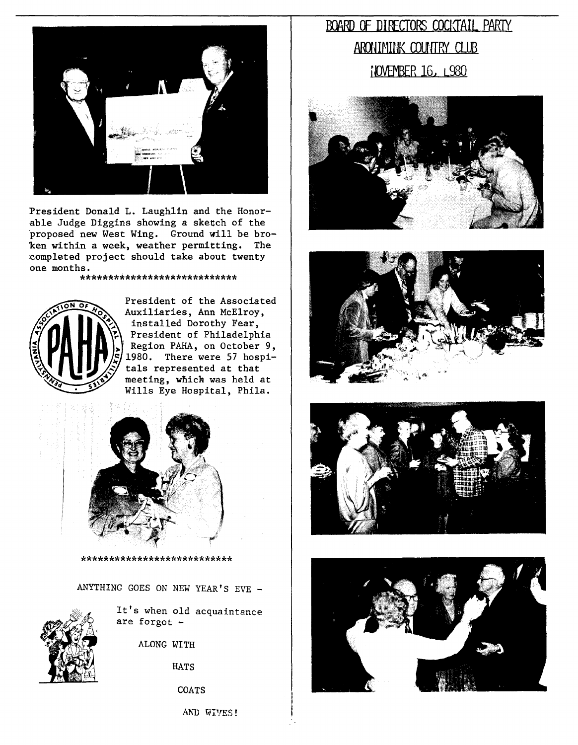President Donald L. Laughlin and the Honorable Judge Diggins showing a sketch of the proposed new West Wing. Ground will be broken within a week, weather permitting. The completed project should take about twenty one months.

****************************

President of the Associated Auxiliaries, Ann McElroy, installed Dorothy Fear, President of Philadelphia Region PAHA, on October 9, 1980. There were 57 hospitals represented at that meeting, which was held at Wills Eye Hospital, Phila.

***************************

ANYTHING GOES ON NEW YEAR'S EVE -

It's when old acquaintance are forgot -

ALONG WITH

HATS

COATS

AND WIVES!

## BOARD OF DIRECTORS COCKTAIL PARTY

## ARONIMINK COUNTRY CLUB

## NOVEMBER 16, 1980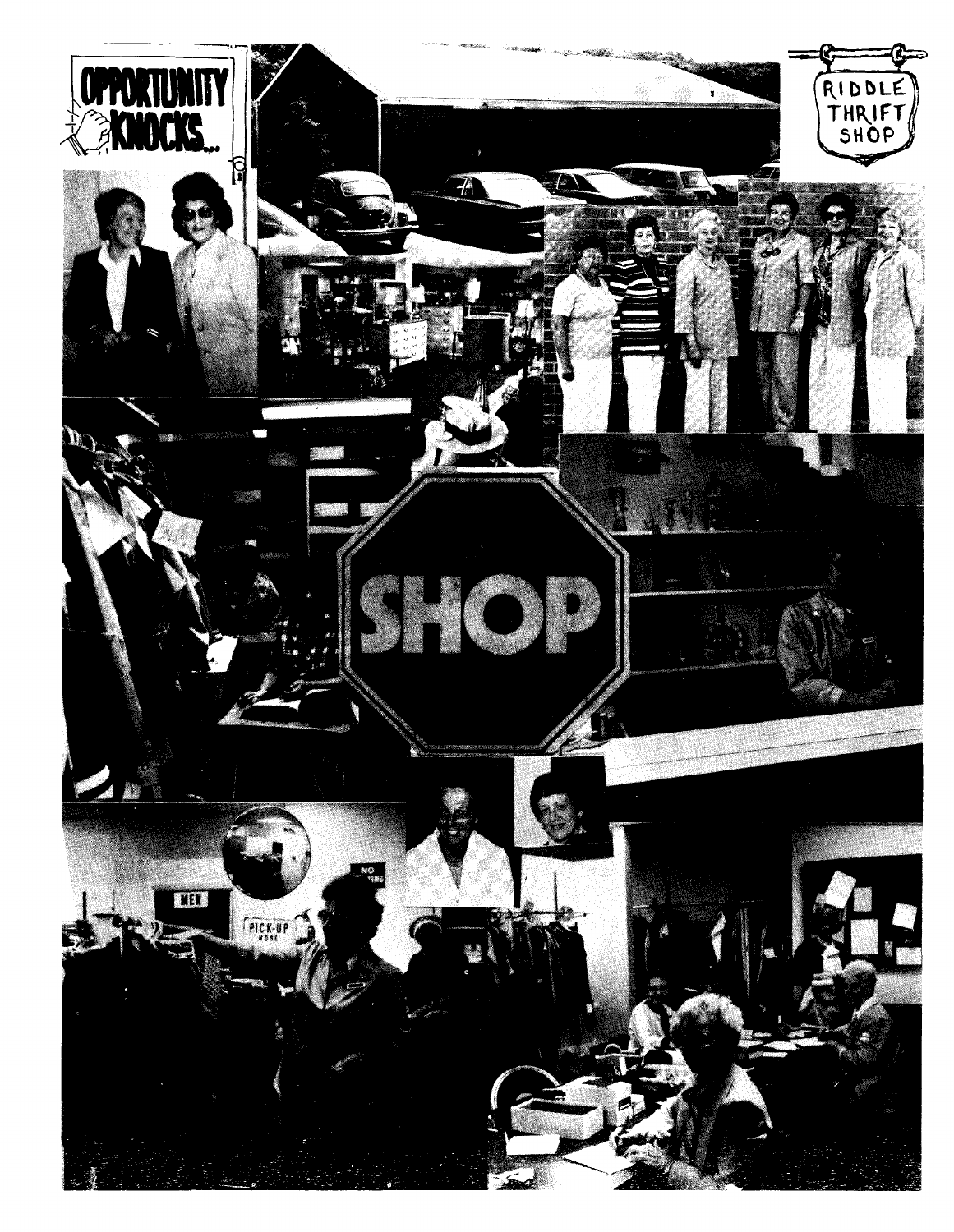OPPORTUNITY KNOCKS...

RIDDLE THRIFT SHOP

SHOP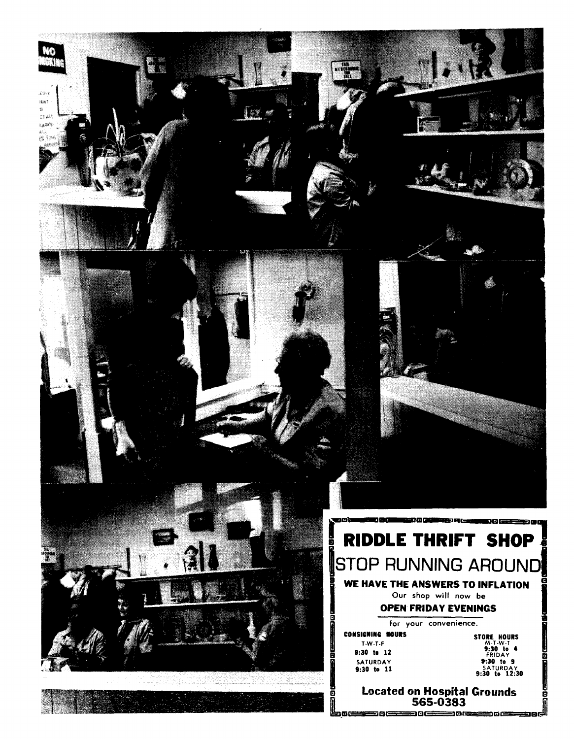# RIDDLE THRIFT SHOP

## STOP RUNNING AROUND

**WE HAVE THE ANSWERS TO INFLATION**

Our shop will now be

**OPEN FRIDAY EVENINGS**

for your convenience.

**CONSIGNING HOURS**
T-W-T-F
**9:30 to 12**
SATURDAY
**9:30 to 11**

**STORE HOURS**
M-T-W-T
**9:30 to 4**
FRIDAY
**9:30 to 9**
SATURDAY
**9:30 to 12:30**

**Located on Hospital Grounds**
**565-0383**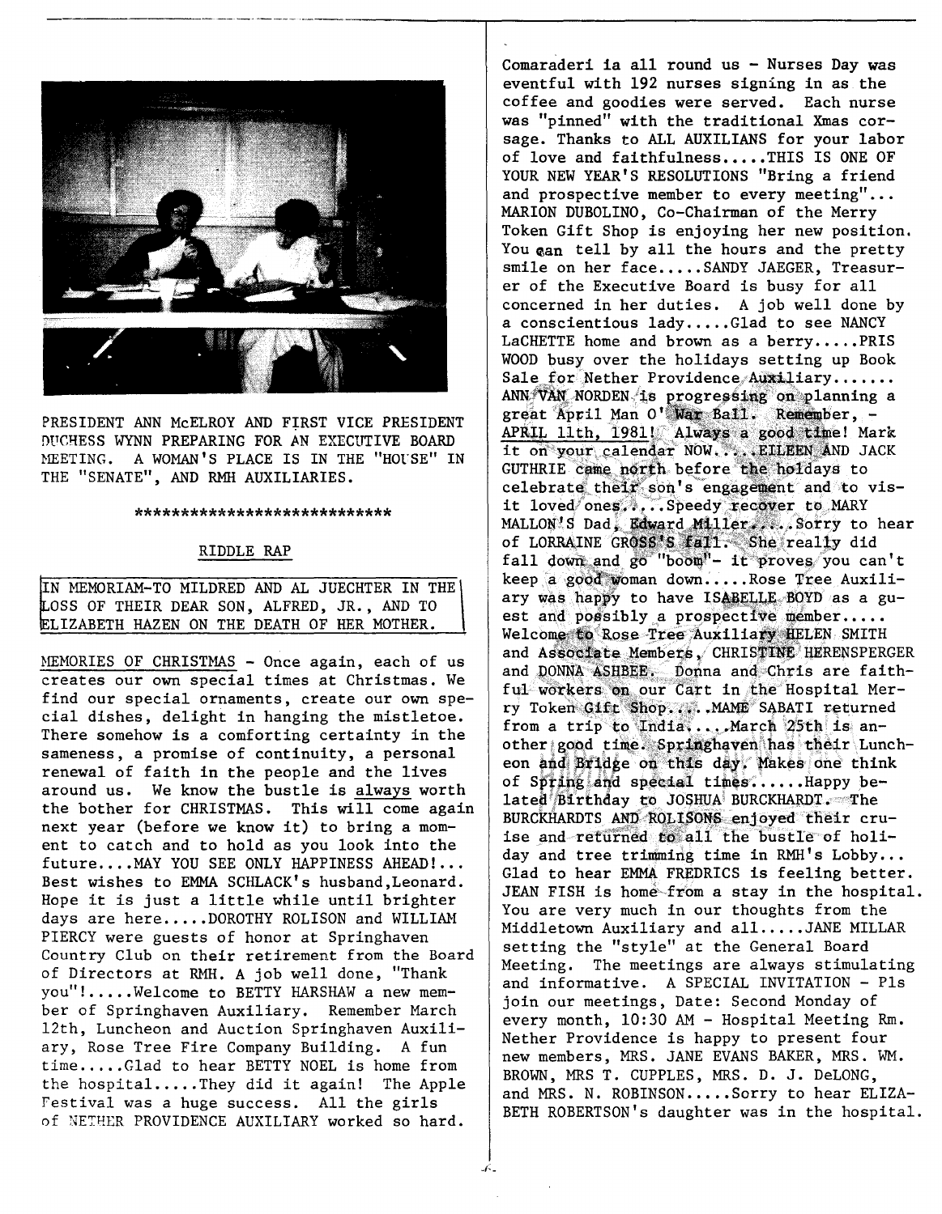PRESIDENT ANN McELROY AND FIRST VICE PRESIDENT DUCHESS WYNN PREPARING FOR AN EXECUTIVE BOARD MEETING. A WOMAN'S PLACE IS IN THE "HOUSE" IN THE "SENATE", AND RMH AUXILIARIES.

****************************

## RIDDLE RAP

IN MEMORIAM-TO MILDRED AND AL JUECHTER IN THE LOSS OF THEIR DEAR SON, ALFRED, JR., AND TO ELIZABETH HAZEN ON THE DEATH OF HER MOTHER.

MEMORIES OF CHRISTMAS - Once again, each of us creates our own special times at Christmas. We find our special ornaments, create our own special dishes, delight in hanging the mistletoe. There somehow is a comforting certainty in the sameness, a promise of continuity, a personal renewal of faith in the people and the lives around us. We know the bustle is always worth the bother for CHRISTMAS. This will come again next year (before we know it) to bring a moment to catch and to hold as you look into the future....MAY YOU SEE ONLY HAPPINESS AHEAD!... Best wishes to EMMA SCHLACK's husband,Leonard. Hope it is just a little while until brighter days are here.....DOROTHY ROLISON and WILLIAM PIERCY were guests of honor at Springhaven Country Club on their retirement from the Board of Directors at RMH. A job well done, "Thank you"!.....Welcome to BETTY HARSHAW a new member of Springhaven Auxiliary. Remember March 12th, Luncheon and Auction Springhaven Auxiliary, Rose Tree Fire Company Building. A fun time.....Glad to hear BETTY NOEL is home from the hospital.....They did it again! The Apple Festival was a huge success. All the girls of NETHER PROVIDENCE AUXILIARY worked so hard.

Comaraderi ia all round us - Nurses Day was eventful with 192 nurses signing in as the coffee and goodies were served. Each nurse was "pinned" with the traditional Xmas corsage. Thanks to ALL AUXILIANS for your labor of love and faithfulness.....THIS IS ONE OF YOUR NEW YEAR'S RESOLUTIONS "Bring a friend and prospective member to every meeting"... MARION DUBOLINO, Co-Chairman of the Merry Token Gift Shop is enjoying her new position. You can tell by all the hours and the pretty smile on her face.....SANDY JAEGER, Treasurer of the Executive Board is busy for all concerned in her duties. A job well done by a conscientious lady.....Glad to see NANCY LaCHETTE home and brown as a berry.....PRIS WOOD busy over the holidays setting up Book Sale for Nether Providence Auxiliary....... ANN VAN NORDEN is progressing on planning a great April Man O' War Ball. Remember, - APRIL 11th, 1981! Always a good time! Mark it on your calendar NOW.....EILEEN AND JACK GUTHRIE came north before the holdays to celebrate their son's engagement and to visit loved ones.....Speedy recover to MARY MALLON'S Dad, Edward Miller.....Sorry to hear of LORRAINE GROSS'S fall. She really did fall down and go "boom"- it proves you can't keep a good woman down.....Rose Tree Auxiliary was happy to have ISABELLE BOYD as a guest and possibly a prospective member..... Welcome to Rose Tree Auxiliary HELEN SMITH and Associate Members, CHRISTINE HERENSPERGER and DONNA ASHBEE. Donna and Chris are faithful workers on our Cart in the Hospital Merry Token Gift Shop.....MAME SABATI returned from a trip to India.....March 25th is another good time. Springhaven has their Luncheon and Bridge on this day. Makes one think of Spring and special times......Happy belated Birthday to JOSHUA BURCKHARDT. The BURCKHARDTS AND ROLISONS enjoyed their cruise and returned to all the bustle of holiday and tree trimming time in RMH's Lobby... Glad to hear EMMA FREDRICS is feeling better. JEAN FISH is home from a stay in the hospital. You are very much in our thoughts from the Middletown Auxiliary and all.....JANE MILLAR setting the "style" at the General Board Meeting. The meetings are always stimulating and informative. A SPECIAL INVITATION - Pls join our meetings, Date: Second Monday of every month, 10:30 AM - Hospital Meeting Rm. Nether Providence is happy to present four new members, MRS. JANE EVANS BAKER, MRS. WM. BROWN, MRS T. CUPPLES, MRS. D. J. DeLONG, and MRS. N. ROBINSON.....Sorry to hear ELIZABETH ROBERTSON's daughter was in the hospital.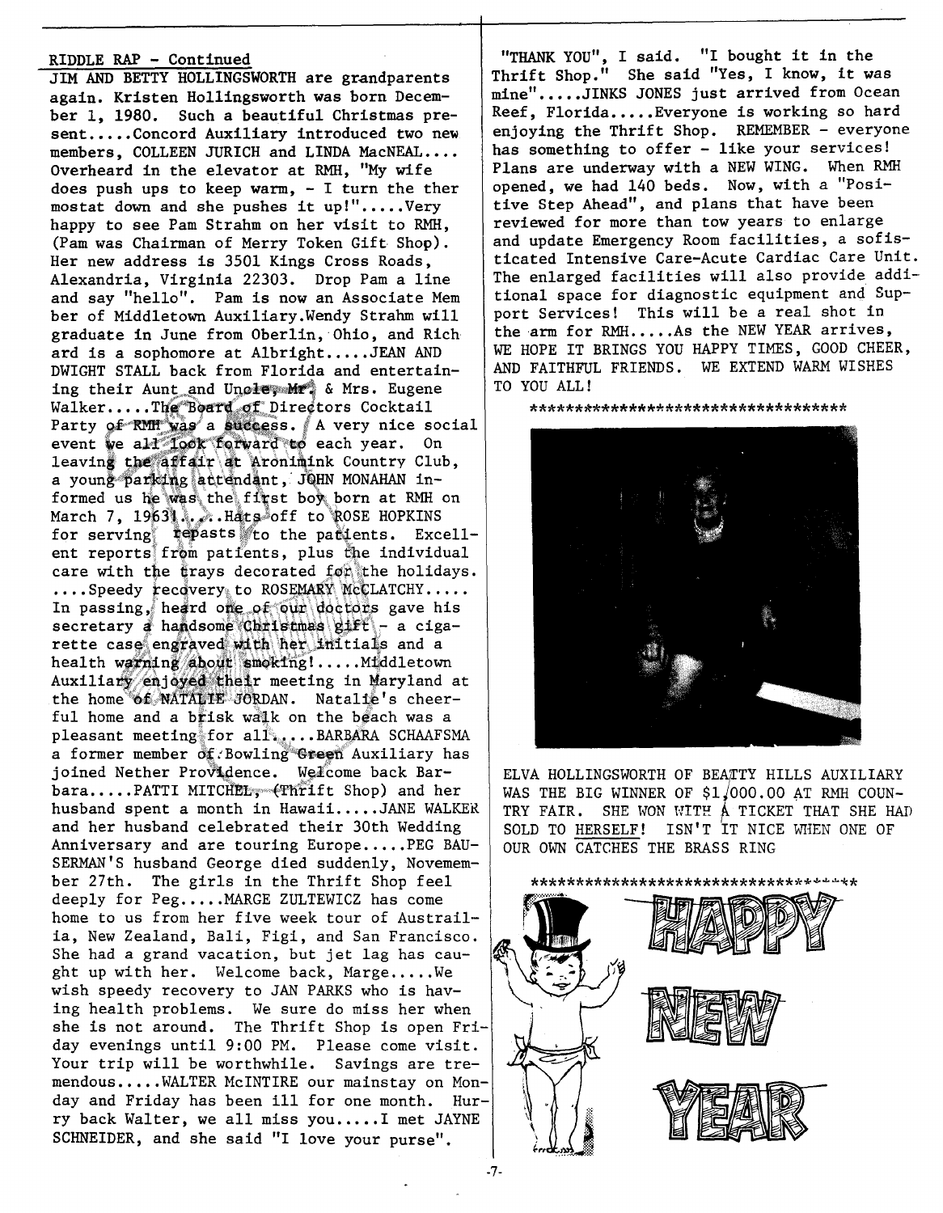RIDDLE RAP - Continued

JIM AND BETTY HOLLINGSWORTH are grandparents again. Kristen Hollingsworth was born December 1, 1980. Such a beautiful Christmas present.....Concord Auxiliary introduced two new members, COLLEEN JURICH and LINDA MacNEAL.... Overheard in the elevator at RMH, "My wife does push ups to keep warm, - I turn the thermostat down and she pushes it up!".....Very happy to see Pam Strahm on her visit to RMH, (Pam was Chairman of Merry Token Gift Shop). Her new address is 3501 Kings Cross Roads, Alexandria, Virginia 22303. Drop Pam a line and say "hello". Pam is now an Associate Member of Middletown Auxiliary.Wendy Strahm will graduate in June from Oberlin, Ohio, and Richard is a sophomore at Albright.....JEAN AND DWIGHT STALL back from Florida and entertaining their Aunt and Uncle, Mr. & Mrs. Eugene Walker.....The Board of Directors Cocktail Party of RMH was a success. A very nice social event we all look forward to each year. On leaving the affair at Aronimink Country Club, a young parking attendant, JOHN MONAHAN informed us he was the first boy born at RMH on March 7, 1963!.....Hats off to ROSE HOPKINS for serving repasts to the patients. Excellent reports from patients, plus the individual care with the trays decorated for the holidays. ....Speedy recovery to ROSEMARY McCLATCHY..... In passing, heard one of our doctors gave his secretary a handsome Christmas gift - a cigarette case engraved with her initials and a health warning about smoking!.....Middletown Auxiliary enjoyed their meeting in Maryland at the home of NATALIE JORDAN. Natalie's cheerful home and a brisk walk on the beach was a pleasant meeting for all.....BARBARA SCHAAFSMA a former member of Bowling Green Auxiliary has joined Nether Providence. Welcome back Barbara.....PATTI MITCHEL, (Thrift Shop) and her husband spent a month in Hawaii.....JANE WALKER and her husband celebrated their 30th Wedding Anniversary and are touring Europe.....PEG BAUSERMAN'S husband George died suddenly, Novemember 27th. The girls in the Thrift Shop feel deeply for Peg.....MARGE ZULTEWICZ has come home to us from her five week tour of Austrailia, New Zealand, Bali, Figi, and San Francisco. She had a grand vacation, but jet lag has caught up with her. Welcome back, Marge.....We wish speedy recovery to JAN PARKS who is having health problems. We sure do miss her when she is not around. The Thrift Shop is open Friday evenings until 9:00 PM. Please come visit. Your trip will be worthwhile. Savings are tremendous.....WALTER McINTIRE our mainstay on Monday and Friday has been ill for one month. Hurry back Walter, we all miss you.....I met JAYNE SCHNEIDER, and she said "I love your purse". "THANK YOU", I said. "I bought it in the Thrift Shop." She said "Yes, I know, it was mine".....JINKS JONES just arrived from Ocean Reef, Florida.....Everyone is working so hard enjoying the Thrift Shop. REMEMBER - everyone has something to offer - like your services! Plans are underway with a NEW WING. When RMH opened, we had 140 beds. Now, with a "Positive Step Ahead", and plans that have been reviewed for more than tow years to enlarge and update Emergency Room facilities, a sofisticated Intensive Care-Acute Cardiac Care Unit. The enlarged facilities will also provide additional space for diagnostic equipment and Support Services! This will be a real shot in the arm for RMH.....As the NEW YEAR arrives, WE HOPE IT BRINGS YOU HAPPY TIMES, GOOD CHEER, AND FAITHFUL FRIENDS. WE EXTEND WARM WISHES TO YOU ALL!

************************************

ELVA HOLLINGSWORTH OF BEATTY HILLS AUXILIARY WAS THE BIG WINNER OF $1,000.00 AT RMH COUNTRY FAIR. SHE WON WITH A TICKET THAT SHE HAD SOLD TO <u>HERSELF</u>! ISN'T IT NICE WHEN ONE OF OUR OWN <u>CATCHES</u> THE BRASS RING

************************************

HAPPY NEW YEAR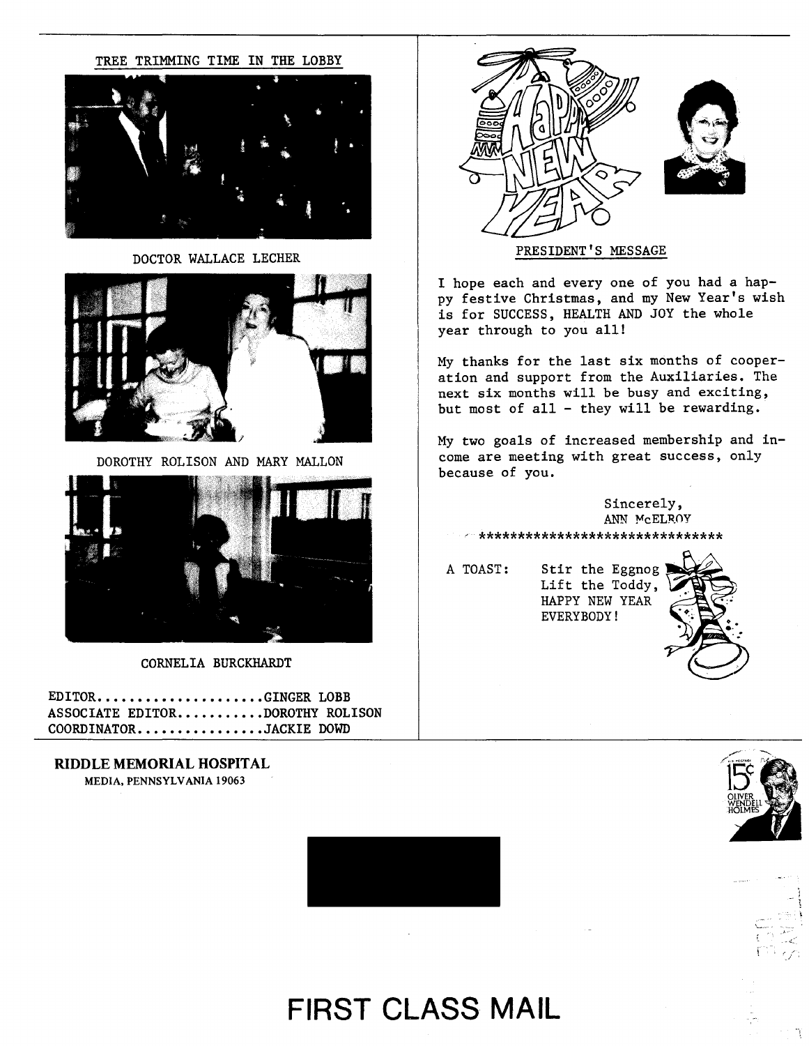TREE TRIMMING TIME IN THE LOBBY

DOCTOR WALLACE LECHER

DOROTHY ROLISON AND MARY MALLON

CORNELIA BURCKHARDT

EDITOR.....................GINGER LOBB
ASSOCIATE EDITOR...........DOROTHY ROLISON
COORDINATOR................JACKIE DOWD

## PRESIDENT'S MESSAGE

I hope each and every one of you had a happy festive Christmas, and my New Year's wish is for SUCCESS, HEALTH AND JOY the whole year through to you all!

My thanks for the last six months of cooperation and support from the Auxiliaries. The next six months will be busy and exciting, but most of all - they will be rewarding.

My two goals of increased membership and income are meeting with great success, only because of you.

Sincerely,
ANN McELROY

*******************************

A TOAST: Stir the Eggnog
Lift the Toddy,
HAPPY NEW YEAR
EVERYBODY!

**RIDDLE MEMORIAL HOSPITAL**
MEDIA, PENNSYLVANIA 19063

# FIRST CLASS MAIL